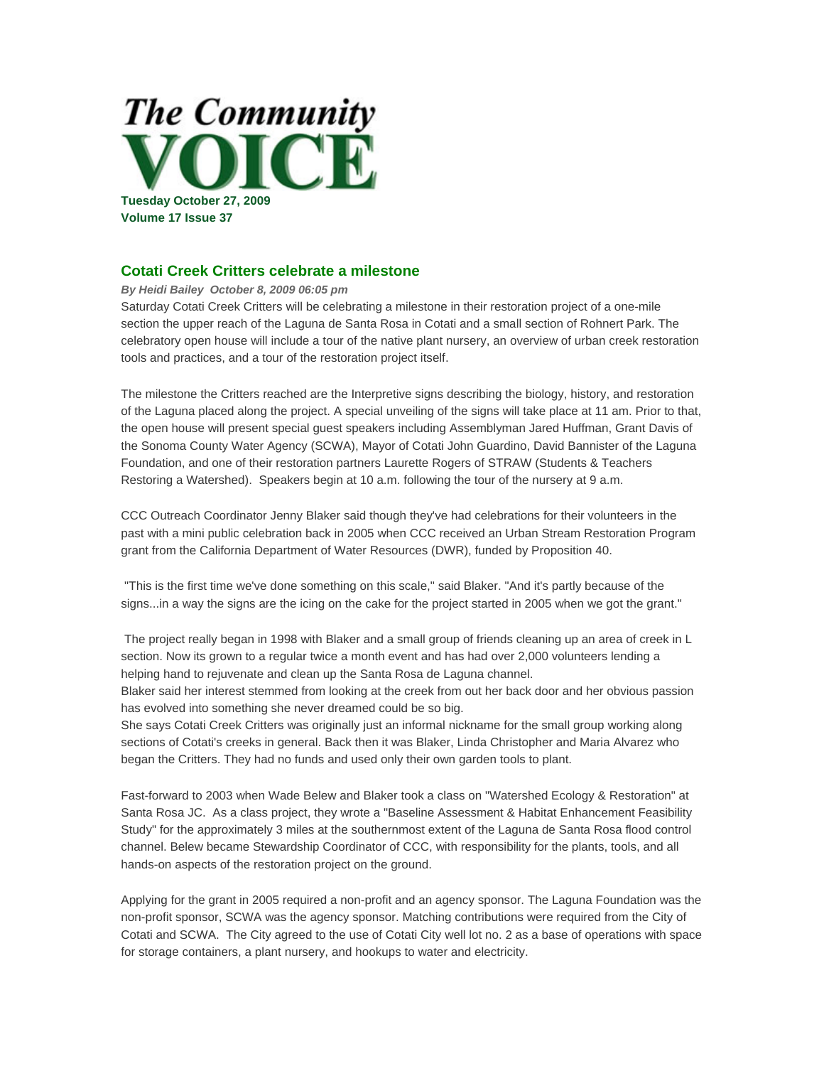# The Community VOICE

**Tuesday October 27, 2009**
**Volume 17 Issue 37**

## Cotati Creek Critters celebrate a milestone

***By Heidi Bailey October 8, 2009 06:05 pm***

Saturday Cotati Creek Critters will be celebrating a milestone in their restoration project of a one-mile section the upper reach of the Laguna de Santa Rosa in Cotati and a small section of Rohnert Park. The celebratory open house will include a tour of the native plant nursery, an overview of urban creek restoration tools and practices, and a tour of the restoration project itself.

The milestone the Critters reached are the Interpretive signs describing the biology, history, and restoration of the Laguna placed along the project. A special unveiling of the signs will take place at 11 am. Prior to that, the open house will present special guest speakers including Assemblyman Jared Huffman, Grant Davis of the Sonoma County Water Agency (SCWA), Mayor of Cotati John Guardino, David Bannister of the Laguna Foundation, and one of their restoration partners Laurette Rogers of STRAW (Students & Teachers Restoring a Watershed). Speakers begin at 10 a.m. following the tour of the nursery at 9 a.m.

CCC Outreach Coordinator Jenny Blaker said though they've had celebrations for their volunteers in the past with a mini public celebration back in 2005 when CCC received an Urban Stream Restoration Program grant from the California Department of Water Resources (DWR), funded by Proposition 40.

"This is the first time we've done something on this scale," said Blaker. "And it's partly because of the signs...in a way the signs are the icing on the cake for the project started in 2005 when we got the grant."

The project really began in 1998 with Blaker and a small group of friends cleaning up an area of creek in L section. Now its grown to a regular twice a month event and has had over 2,000 volunteers lending a helping hand to rejuvenate and clean up the Santa Rosa de Laguna channel.

Blaker said her interest stemmed from looking at the creek from out her back door and her obvious passion has evolved into something she never dreamed could be so big.

She says Cotati Creek Critters was originally just an informal nickname for the small group working along sections of Cotati's creeks in general. Back then it was Blaker, Linda Christopher and Maria Alvarez who began the Critters. They had no funds and used only their own garden tools to plant.

Fast-forward to 2003 when Wade Belew and Blaker took a class on "Watershed Ecology & Restoration" at Santa Rosa JC. As a class project, they wrote a "Baseline Assessment & Habitat Enhancement Feasibility Study" for the approximately 3 miles at the southernmost extent of the Laguna de Santa Rosa flood control channel. Belew became Stewardship Coordinator of CCC, with responsibility for the plants, tools, and all hands-on aspects of the restoration project on the ground.

Applying for the grant in 2005 required a non-profit and an agency sponsor. The Laguna Foundation was the non-profit sponsor, SCWA was the agency sponsor. Matching contributions were required from the City of Cotati and SCWA. The City agreed to the use of Cotati City well lot no. 2 as a base of operations with space for storage containers, a plant nursery, and hookups to water and electricity.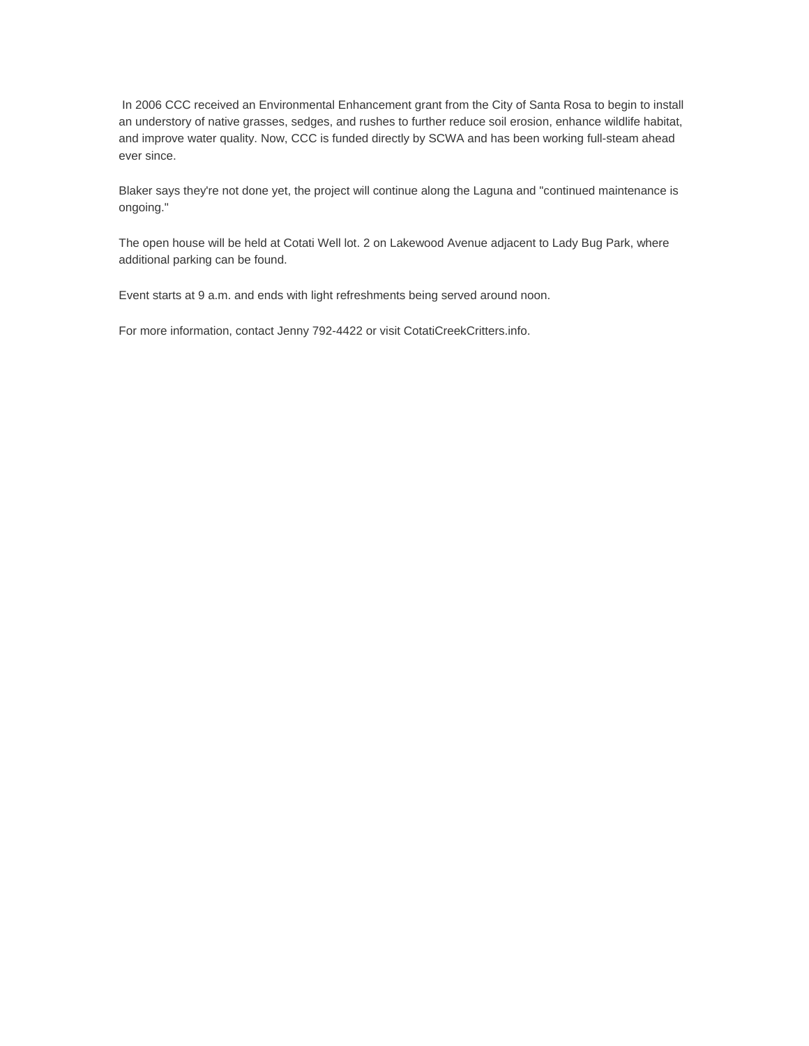In 2006 CCC received an Environmental Enhancement grant from the City of Santa Rosa to begin to install an understory of native grasses, sedges, and rushes to further reduce soil erosion, enhance wildlife habitat, and improve water quality. Now, CCC is funded directly by SCWA and has been working full-steam ahead ever since.

Blaker says they're not done yet, the project will continue along the Laguna and "continued maintenance is ongoing."

The open house will be held at Cotati Well lot. 2 on Lakewood Avenue adjacent to Lady Bug Park, where additional parking can be found.

Event starts at 9 a.m. and ends with light refreshments being served around noon.

For more information, contact Jenny 792-4422 or visit CotatiCreekCritters.info.